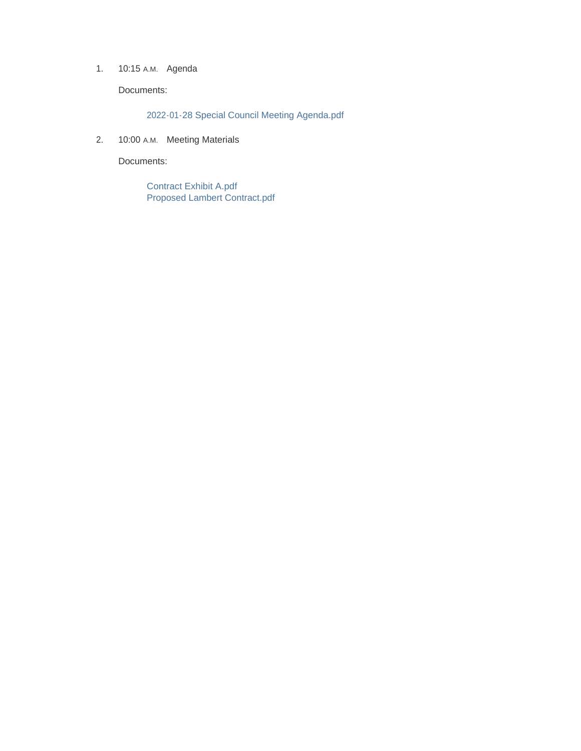1. 10:15 A.M. Agenda

   Documents:

   2022-01-28 Special Council Meeting Agenda.pdf

2. 10:00 A.M. Meeting Materials

   Documents:

   Contract Exhibit A.pdf
   Proposed Lambert Contract.pdf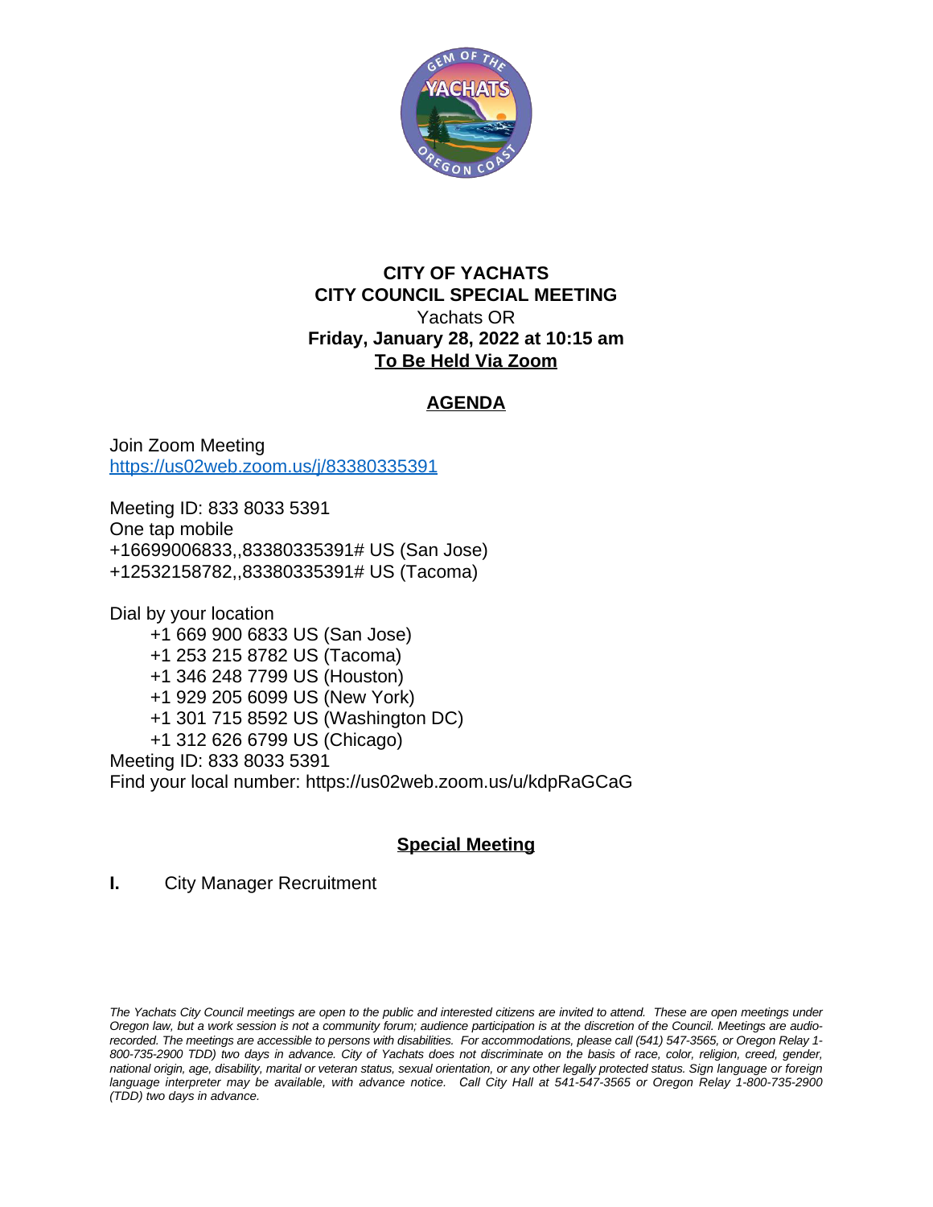**CITY OF YACHATS**
**CITY COUNCIL SPECIAL MEETING**
Yachats OR
**Friday, January 28, 2022 at 10:15 am**
**To Be Held Via Zoom**

## AGENDA

Join Zoom Meeting
https://us02web.zoom.us/j/83380335391

Meeting ID: 833 8033 5391
One tap mobile
+16699006833,,83380335391# US (San Jose)
+12532158782,,83380335391# US (Tacoma)

Dial by your location
+1 669 900 6833 US (San Jose)
+1 253 215 8782 US (Tacoma)
+1 346 248 7799 US (Houston)
+1 929 205 6099 US (New York)
+1 301 715 8592 US (Washington DC)
+1 312 626 6799 US (Chicago)
Meeting ID: 833 8033 5391
Find your local number: https://us02web.zoom.us/u/kdpRaGCaG

## Special Meeting

**I.** City Manager Recruitment

*The Yachats City Council meetings are open to the public and interested citizens are invited to attend. These are open meetings under Oregon law, but a work session is not a community forum; audience participation is at the discretion of the Council. Meetings are audio-recorded. The meetings are accessible to persons with disabilities. For accommodations, please call (541) 547-3565, or Oregon Relay 1-800-735-2900 TDD) two days in advance. City of Yachats does not discriminate on the basis of race, color, religion, creed, gender, national origin, age, disability, marital or veteran status, sexual orientation, or any other legally protected status. Sign language or foreign language interpreter may be available, with advance notice. Call City Hall at 541-547-3565 or Oregon Relay 1-800-735-2900 (TDD) two days in advance.*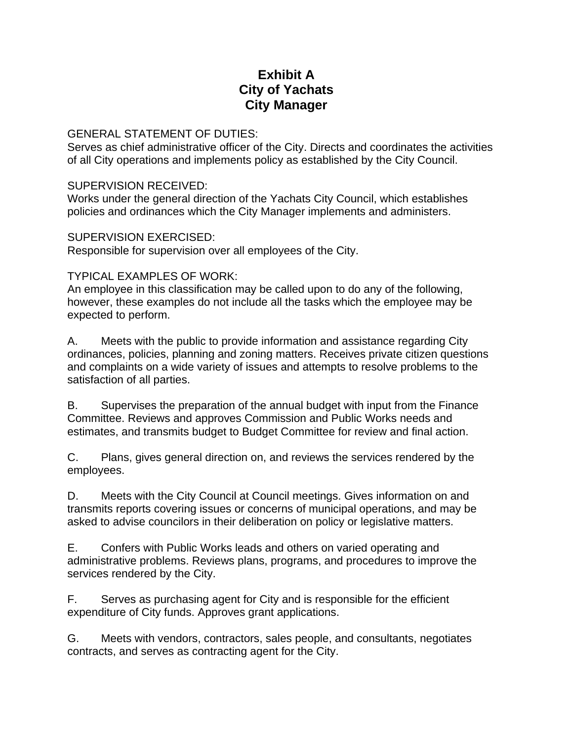# Exhibit A
# City of Yachats
# City Manager

GENERAL STATEMENT OF DUTIES:
Serves as chief administrative officer of the City. Directs and coordinates the activities of all City operations and implements policy as established by the City Council.

SUPERVISION RECEIVED:
Works under the general direction of the Yachats City Council, which establishes policies and ordinances which the City Manager implements and administers.

SUPERVISION EXERCISED:
Responsible for supervision over all employees of the City.

TYPICAL EXAMPLES OF WORK:
An employee in this classification may be called upon to do any of the following, however, these examples do not include all the tasks which the employee may be expected to perform.

A. Meets with the public to provide information and assistance regarding City ordinances, policies, planning and zoning matters. Receives private citizen questions and complaints on a wide variety of issues and attempts to resolve problems to the satisfaction of all parties.

B. Supervises the preparation of the annual budget with input from the Finance Committee. Reviews and approves Commission and Public Works needs and estimates, and transmits budget to Budget Committee for review and final action.

C. Plans, gives general direction on, and reviews the services rendered by the employees.

D. Meets with the City Council at Council meetings. Gives information on and transmits reports covering issues or concerns of municipal operations, and may be asked to advise councilors in their deliberation on policy or legislative matters.

E. Confers with Public Works leads and others on varied operating and administrative problems. Reviews plans, programs, and procedures to improve the services rendered by the City.

F. Serves as purchasing agent for City and is responsible for the efficient expenditure of City funds. Approves grant applications.

G. Meets with vendors, contractors, sales people, and consultants, negotiates contracts, and serves as contracting agent for the City.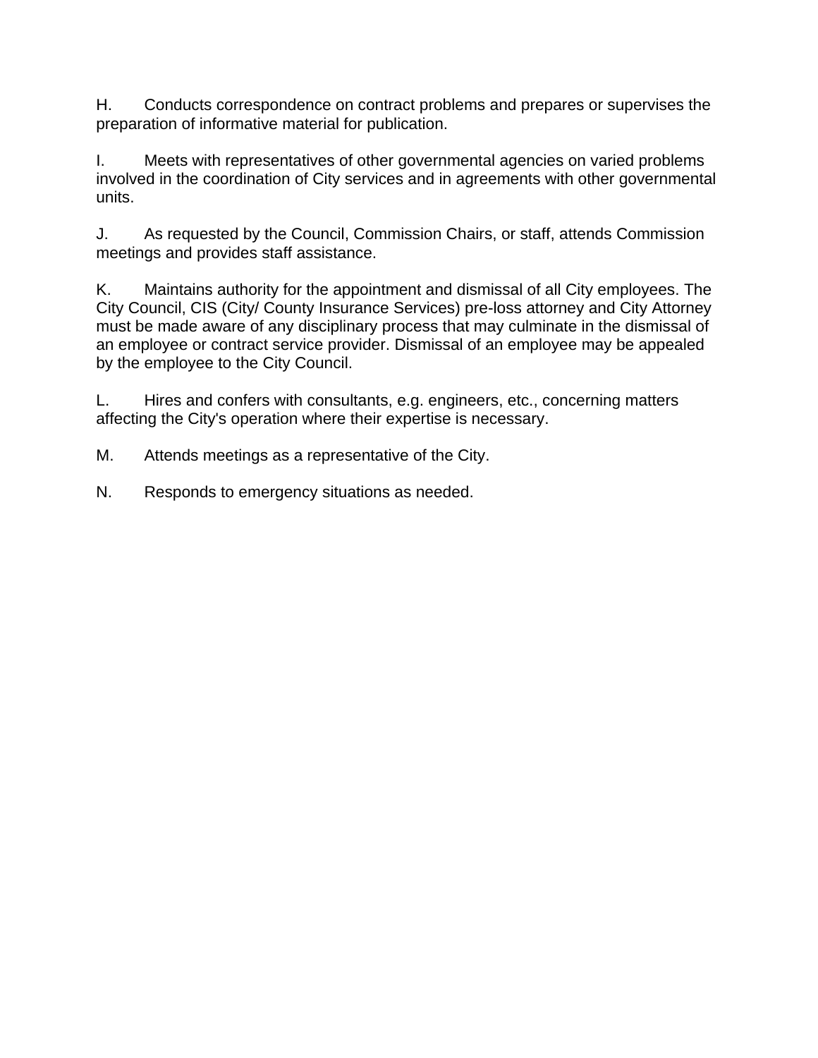H. Conducts correspondence on contract problems and prepares or supervises the preparation of informative material for publication.

I. Meets with representatives of other governmental agencies on varied problems involved in the coordination of City services and in agreements with other governmental units.

J. As requested by the Council, Commission Chairs, or staff, attends Commission meetings and provides staff assistance.

K. Maintains authority for the appointment and dismissal of all City employees. The City Council, CIS (City/ County Insurance Services) pre-loss attorney and City Attorney must be made aware of any disciplinary process that may culminate in the dismissal of an employee or contract service provider. Dismissal of an employee may be appealed by the employee to the City Council.

L. Hires and confers with consultants, e.g. engineers, etc., concerning matters affecting the City's operation where their expertise is necessary.

M. Attends meetings as a representative of the City.

N. Responds to emergency situations as needed.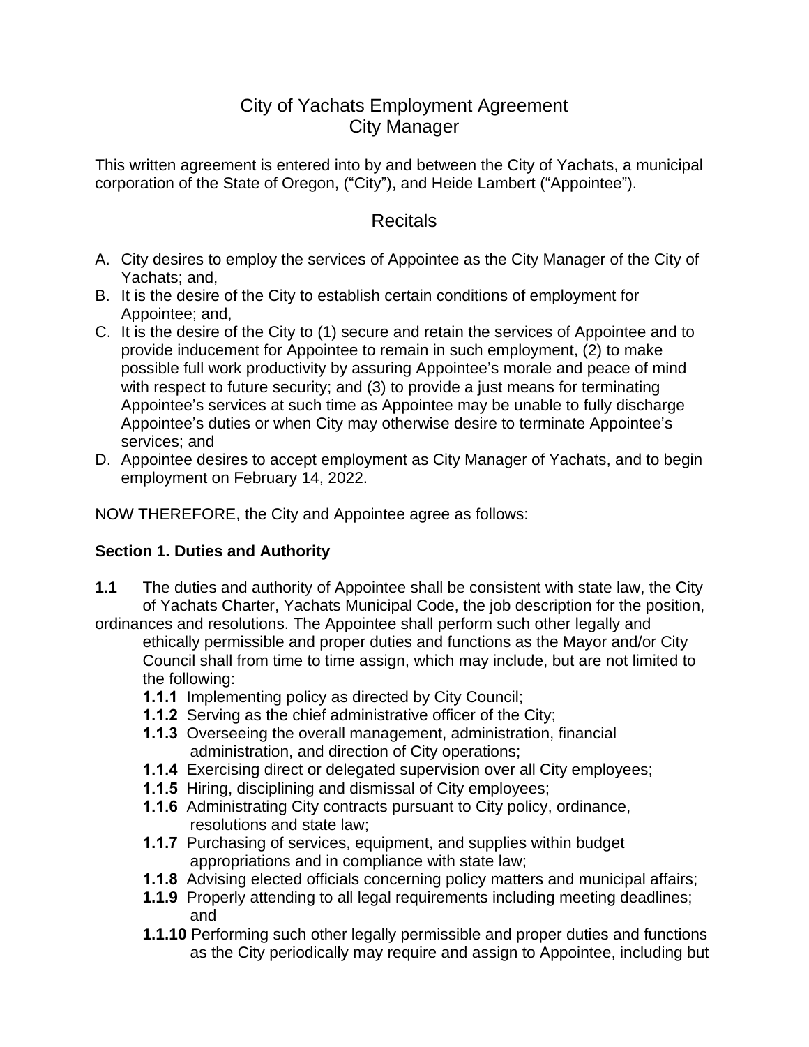# City of Yachats Employment Agreement
# City Manager

This written agreement is entered into by and between the City of Yachats, a municipal corporation of the State of Oregon, ("City"), and Heide Lambert ("Appointee").

## Recitals

A. City desires to employ the services of Appointee as the City Manager of the City of Yachats; and,
B. It is the desire of the City to establish certain conditions of employment for Appointee; and,
C. It is the desire of the City to (1) secure and retain the services of Appointee and to provide inducement for Appointee to remain in such employment, (2) to make possible full work productivity by assuring Appointee's morale and peace of mind with respect to future security; and (3) to provide a just means for terminating Appointee's services at such time as Appointee may be unable to fully discharge Appointee's duties or when City may otherwise desire to terminate Appointee's services; and
D. Appointee desires to accept employment as City Manager of Yachats, and to begin employment on February 14, 2022.

NOW THEREFORE, the City and Appointee agree as follows:

**Section 1. Duties and Authority**

**1.1** The duties and authority of Appointee shall be consistent with state law, the City of Yachats Charter, Yachats Municipal Code, the job description for the position, ordinances and resolutions. The Appointee shall perform such other legally and ethically permissible and proper duties and functions as the Mayor and/or City Council shall from time to time assign, which may include, but are not limited to the following:

- **1.1.1** Implementing policy as directed by City Council;
- **1.1.2** Serving as the chief administrative officer of the City;
- **1.1.3** Overseeing the overall management, administration, financial administration, and direction of City operations;
- **1.1.4** Exercising direct or delegated supervision over all City employees;
- **1.1.5** Hiring, disciplining and dismissal of City employees;
- **1.1.6** Administrating City contracts pursuant to City policy, ordinance, resolutions and state law;
- **1.1.7** Purchasing of services, equipment, and supplies within budget appropriations and in compliance with state law;
- **1.1.8** Advising elected officials concerning policy matters and municipal affairs;
- **1.1.9** Properly attending to all legal requirements including meeting deadlines; and
- **1.1.10** Performing such other legally permissible and proper duties and functions as the City periodically may require and assign to Appointee, including but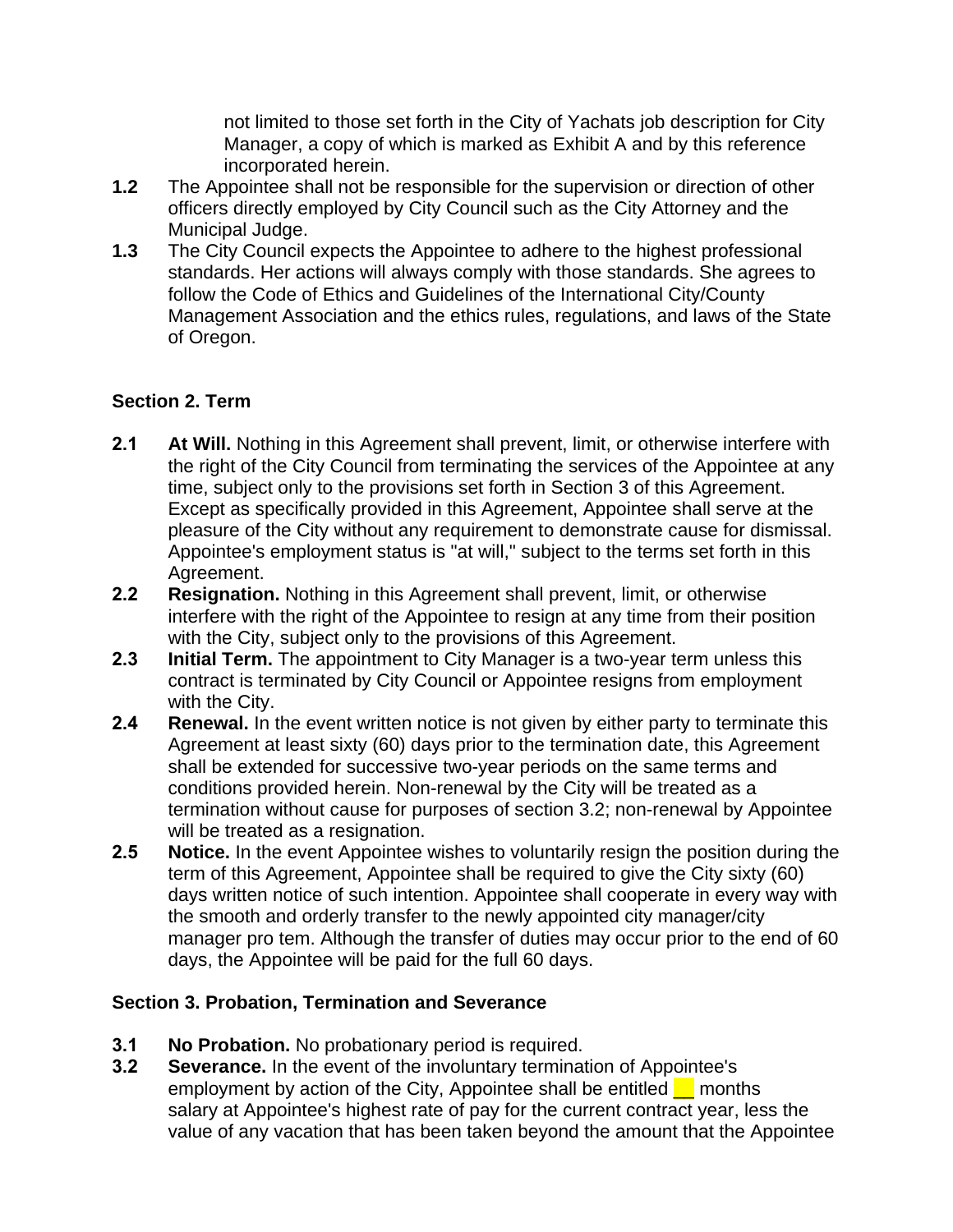not limited to those set forth in the City of Yachats job description for City Manager, a copy of which is marked as Exhibit A and by this reference incorporated herein.

**1.2** The Appointee shall not be responsible for the supervision or direction of other officers directly employed by City Council such as the City Attorney and the Municipal Judge.

**1.3** The City Council expects the Appointee to adhere to the highest professional standards. Her actions will always comply with those standards. She agrees to follow the Code of Ethics and Guidelines of the International City/County Management Association and the ethics rules, regulations, and laws of the State of Oregon.

## Section 2. Term

**2.1** **At Will.** Nothing in this Agreement shall prevent, limit, or otherwise interfere with the right of the City Council from terminating the services of the Appointee at any time, subject only to the provisions set forth in Section 3 of this Agreement. Except as specifically provided in this Agreement, Appointee shall serve at the pleasure of the City without any requirement to demonstrate cause for dismissal. Appointee's employment status is "at will," subject to the terms set forth in this Agreement.

**2.2** **Resignation.** Nothing in this Agreement shall prevent, limit, or otherwise interfere with the right of the Appointee to resign at any time from their position with the City, subject only to the provisions of this Agreement.

**2.3** **Initial Term.** The appointment to City Manager is a two-year term unless this contract is terminated by City Council or Appointee resigns from employment with the City.

**2.4** **Renewal.** In the event written notice is not given by either party to terminate this Agreement at least sixty (60) days prior to the termination date, this Agreement shall be extended for successive two-year periods on the same terms and conditions provided herein. Non-renewal by the City will be treated as a termination without cause for purposes of section 3.2; non-renewal by Appointee will be treated as a resignation.

**2.5** **Notice.** In the event Appointee wishes to voluntarily resign the position during the term of this Agreement, Appointee shall be required to give the City sixty (60) days written notice of such intention. Appointee shall cooperate in every way with the smooth and orderly transfer to the newly appointed city manager/city manager pro tem. Although the transfer of duties may occur prior to the end of 60 days, the Appointee will be paid for the full 60 days.

## Section 3. Probation, Termination and Severance

**3.1** **No Probation.** No probationary period is required.

**3.2** **Severance.** In the event of the involuntary termination of Appointee's employment by action of the City, Appointee shall be entitled __ months salary at Appointee's highest rate of pay for the current contract year, less the value of any vacation that has been taken beyond the amount that the Appointee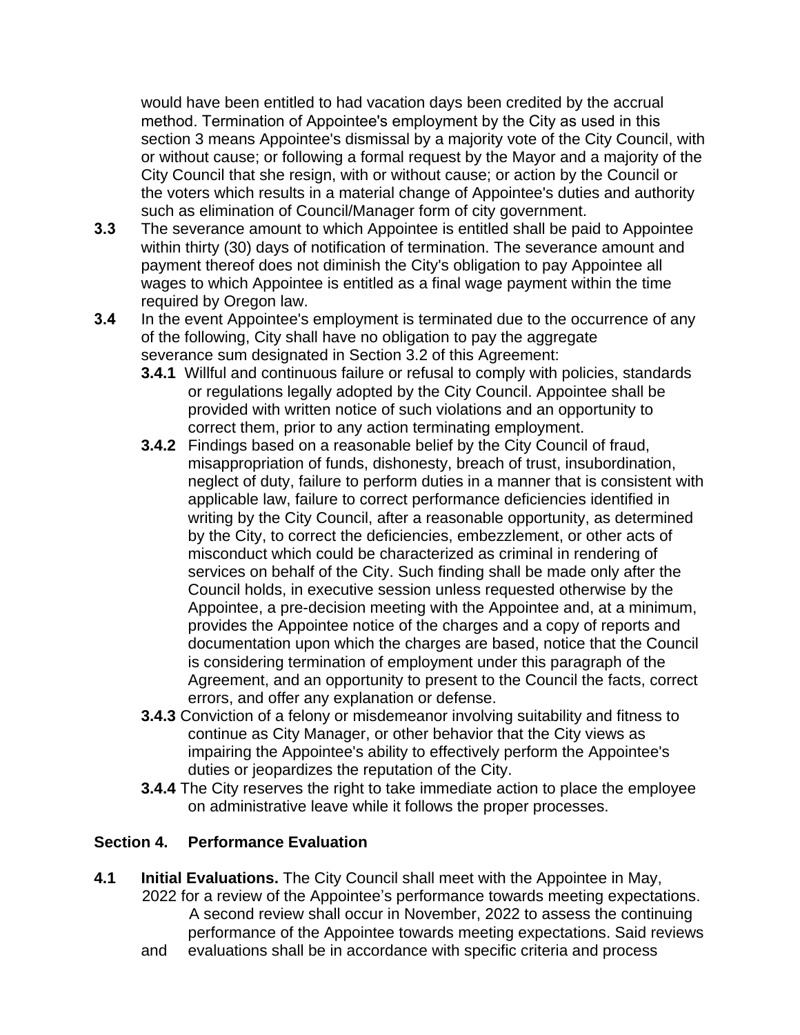would have been entitled to had vacation days been credited by the accrual method. Termination of Appointee's employment by the City as used in this section 3 means Appointee's dismissal by a majority vote of the City Council, with or without cause; or following a formal request by the Mayor and a majority of the City Council that she resign, with or without cause; or action by the Council or the voters which results in a material change of Appointee's duties and authority such as elimination of Council/Manager form of city government.

**3.3** The severance amount to which Appointee is entitled shall be paid to Appointee within thirty (30) days of notification of termination. The severance amount and payment thereof does not diminish the City's obligation to pay Appointee all wages to which Appointee is entitled as a final wage payment within the time required by Oregon law.

**3.4** In the event Appointee's employment is terminated due to the occurrence of any of the following, City shall have no obligation to pay the aggregate severance sum designated in Section 3.2 of this Agreement:

- **3.4.1** Willful and continuous failure or refusal to comply with policies, standards or regulations legally adopted by the City Council. Appointee shall be provided with written notice of such violations and an opportunity to correct them, prior to any action terminating employment.
- **3.4.2** Findings based on a reasonable belief by the City Council of fraud, misappropriation of funds, dishonesty, breach of trust, insubordination, neglect of duty, failure to perform duties in a manner that is consistent with applicable law, failure to correct performance deficiencies identified in writing by the City Council, after a reasonable opportunity, as determined by the City, to correct the deficiencies, embezzlement, or other acts of misconduct which could be characterized as criminal in rendering of services on behalf of the City. Such finding shall be made only after the Council holds, in executive session unless requested otherwise by the Appointee, a pre-decision meeting with the Appointee and, at a minimum, provides the Appointee notice of the charges and a copy of reports and documentation upon which the charges are based, notice that the Council is considering termination of employment under this paragraph of the Agreement, and an opportunity to present to the Council the facts, correct errors, and offer any explanation or defense.
- **3.4.3** Conviction of a felony or misdemeanor involving suitability and fitness to continue as City Manager, or other behavior that the City views as impairing the Appointee's ability to effectively perform the Appointee's duties or jeopardizes the reputation of the City.
- **3.4.4** The City reserves the right to take immediate action to place the employee on administrative leave while it follows the proper processes.

## Section 4. Performance Evaluation

**4.1** **Initial Evaluations.** The City Council shall meet with the Appointee in May, 2022 for a review of the Appointee's performance towards meeting expectations. A second review shall occur in November, 2022 to assess the continuing performance of the Appointee towards meeting expectations. Said reviews and evaluations shall be in accordance with specific criteria and process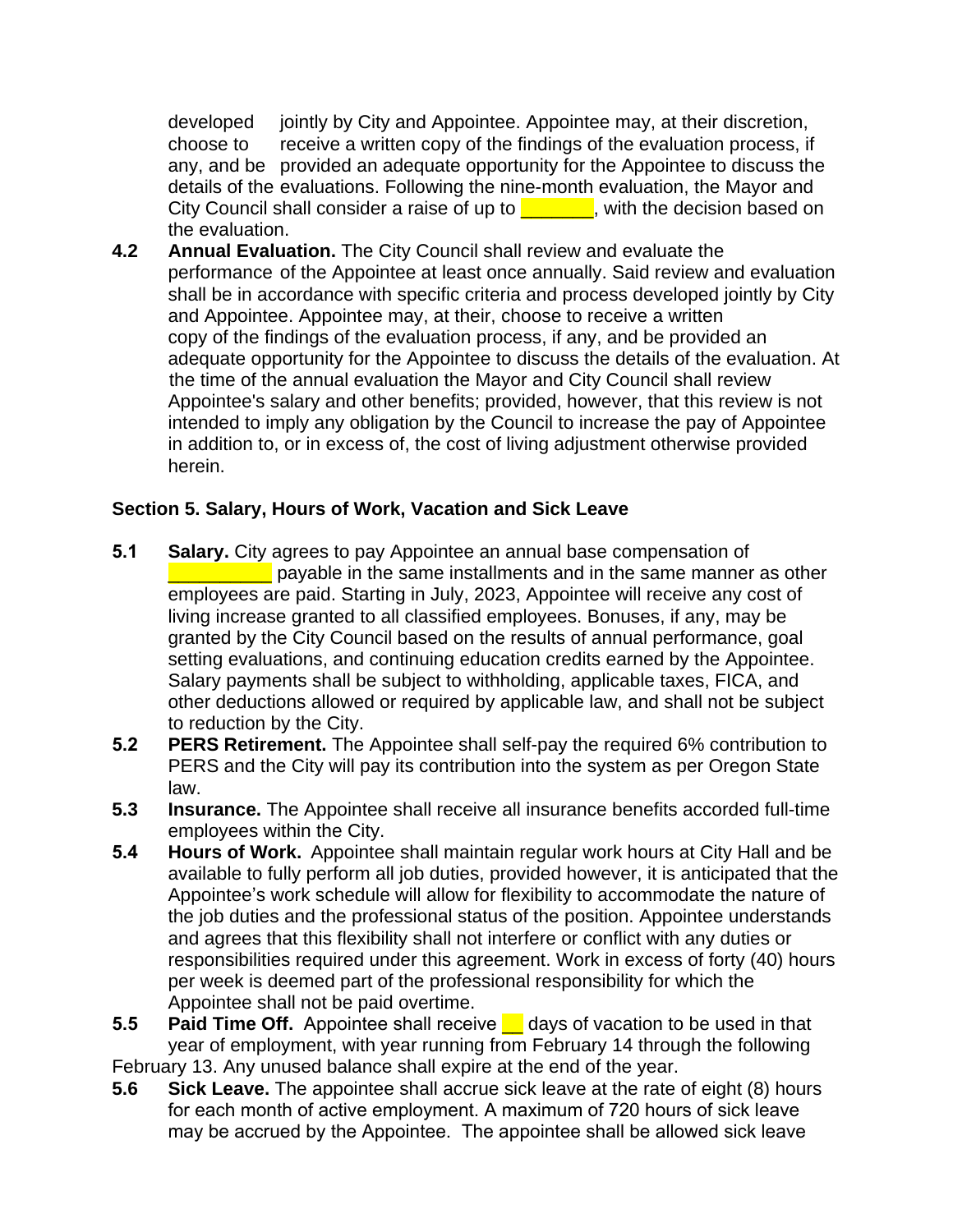developed jointly by City and Appointee. Appointee may, at their discretion, choose to receive a written copy of the findings of the evaluation process, if any, and be provided an adequate opportunity for the Appointee to discuss the details of the evaluations. Following the nine-month evaluation, the Mayor and City Council shall consider a raise of up to _______, with the decision based on the evaluation.

**4.2** **Annual Evaluation.** The City Council shall review and evaluate the performance of the Appointee at least once annually. Said review and evaluation shall be in accordance with specific criteria and process developed jointly by City and Appointee. Appointee may, at their, choose to receive a written copy of the findings of the evaluation process, if any, and be provided an adequate opportunity for the Appointee to discuss the details of the evaluation. At the time of the annual evaluation the Mayor and City Council shall review Appointee's salary and other benefits; provided, however, that this review is not intended to imply any obligation by the Council to increase the pay of Appointee in addition to, or in excess of, the cost of living adjustment otherwise provided herein.

**Section 5. Salary, Hours of Work, Vacation and Sick Leave**

**5.1** **Salary.** City agrees to pay Appointee an annual base compensation of __________ payable in the same installments and in the same manner as other employees are paid. Starting in July, 2023, Appointee will receive any cost of living increase granted to all classified employees. Bonuses, if any, may be granted by the City Council based on the results of annual performance, goal setting evaluations, and continuing education credits earned by the Appointee. Salary payments shall be subject to withholding, applicable taxes, FICA, and other deductions allowed or required by applicable law, and shall not be subject to reduction by the City.

**5.2** **PERS Retirement.** The Appointee shall self-pay the required 6% contribution to PERS and the City will pay its contribution into the system as per Oregon State law.

**5.3** **Insurance.** The Appointee shall receive all insurance benefits accorded full-time employees within the City.

**5.4** **Hours of Work.** Appointee shall maintain regular work hours at City Hall and be available to fully perform all job duties, provided however, it is anticipated that the Appointee's work schedule will allow for flexibility to accommodate the nature of the job duties and the professional status of the position. Appointee understands and agrees that this flexibility shall not interfere or conflict with any duties or responsibilities required under this agreement. Work in excess of forty (40) hours per week is deemed part of the professional responsibility for which the Appointee shall not be paid overtime.

**5.5** **Paid Time Off.** Appointee shall receive __ days of vacation to be used in that year of employment, with year running from February 14 through the following February 13. Any unused balance shall expire at the end of the year.

**5.6** **Sick Leave.** The appointee shall accrue sick leave at the rate of eight (8) hours for each month of active employment. A maximum of 720 hours of sick leave may be accrued by the Appointee. The appointee shall be allowed sick leave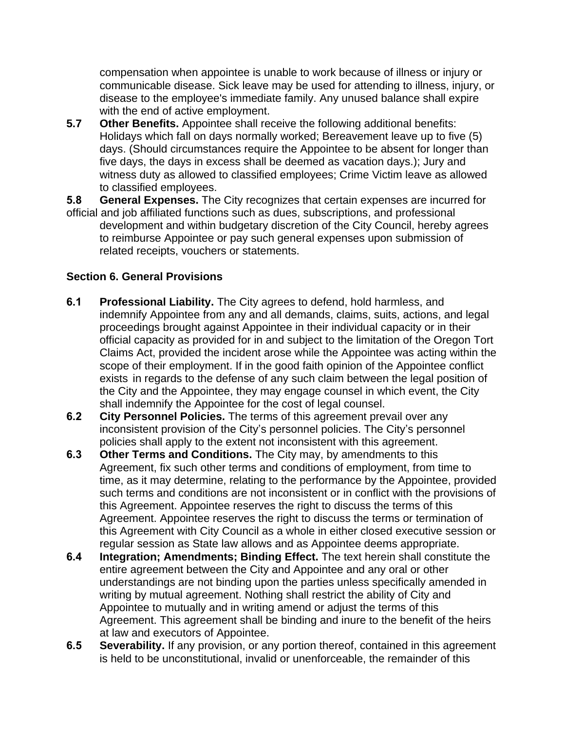compensation when appointee is unable to work because of illness or injury or communicable disease. Sick leave may be used for attending to illness, injury, or disease to the employee's immediate family. Any unused balance shall expire with the end of active employment.

**5.7 Other Benefits.** Appointee shall receive the following additional benefits: Holidays which fall on days normally worked; Bereavement leave up to five (5) days. (Should circumstances require the Appointee to be absent for longer than five days, the days in excess shall be deemed as vacation days.); Jury and witness duty as allowed to classified employees; Crime Victim leave as allowed to classified employees.

**5.8 General Expenses.** The City recognizes that certain expenses are incurred for official and job affiliated functions such as dues, subscriptions, and professional development and within budgetary discretion of the City Council, hereby agrees to reimburse Appointee or pay such general expenses upon submission of related receipts, vouchers or statements.

**Section 6. General Provisions**

**6.1 Professional Liability.** The City agrees to defend, hold harmless, and indemnify Appointee from any and all demands, claims, suits, actions, and legal proceedings brought against Appointee in their individual capacity or in their official capacity as provided for in and subject to the limitation of the Oregon Tort Claims Act, provided the incident arose while the Appointee was acting within the scope of their employment. If in the good faith opinion of the Appointee conflict exists in regards to the defense of any such claim between the legal position of the City and the Appointee, they may engage counsel in which event, the City shall indemnify the Appointee for the cost of legal counsel.

**6.2 City Personnel Policies.** The terms of this agreement prevail over any inconsistent provision of the City's personnel policies. The City's personnel policies shall apply to the extent not inconsistent with this agreement.

**6.3 Other Terms and Conditions.** The City may, by amendments to this Agreement, fix such other terms and conditions of employment, from time to time, as it may determine, relating to the performance by the Appointee, provided such terms and conditions are not inconsistent or in conflict with the provisions of this Agreement. Appointee reserves the right to discuss the terms of this Agreement. Appointee reserves the right to discuss the terms or termination of this Agreement with City Council as a whole in either closed executive session or regular session as State law allows and as Appointee deems appropriate.

**6.4 Integration; Amendments; Binding Effect.** The text herein shall constitute the entire agreement between the City and Appointee and any oral or other understandings are not binding upon the parties unless specifically amended in writing by mutual agreement. Nothing shall restrict the ability of City and Appointee to mutually and in writing amend or adjust the terms of this Agreement. This agreement shall be binding and inure to the benefit of the heirs at law and executors of Appointee.

**6.5 Severability.** If any provision, or any portion thereof, contained in this agreement is held to be unconstitutional, invalid or unenforceable, the remainder of this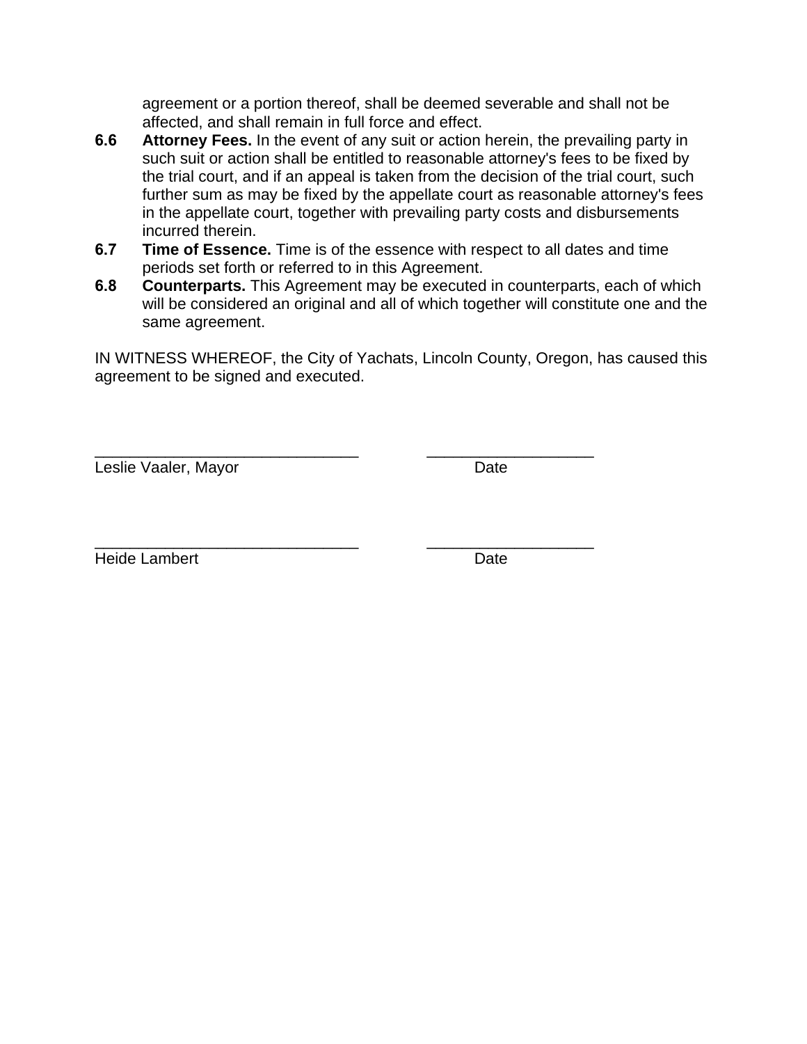agreement or a portion thereof, shall be deemed severable and shall not be affected, and shall remain in full force and effect.

**6.6** **Attorney Fees.** In the event of any suit or action herein, the prevailing party in such suit or action shall be entitled to reasonable attorney's fees to be fixed by the trial court, and if an appeal is taken from the decision of the trial court, such further sum as may be fixed by the appellate court as reasonable attorney's fees in the appellate court, together with prevailing party costs and disbursements incurred therein.

**6.7** **Time of Essence.** Time is of the essence with respect to all dates and time periods set forth or referred to in this Agreement.

**6.8** **Counterparts.** This Agreement may be executed in counterparts, each of which will be considered an original and all of which together will constitute one and the same agreement.

IN WITNESS WHEREOF, the City of Yachats, Lincoln County, Oregon, has caused this agreement to be signed and executed.

_______________________________ ____________________

Leslie Vaaler, Mayor Date

_______________________________ ____________________

Heide Lambert Date